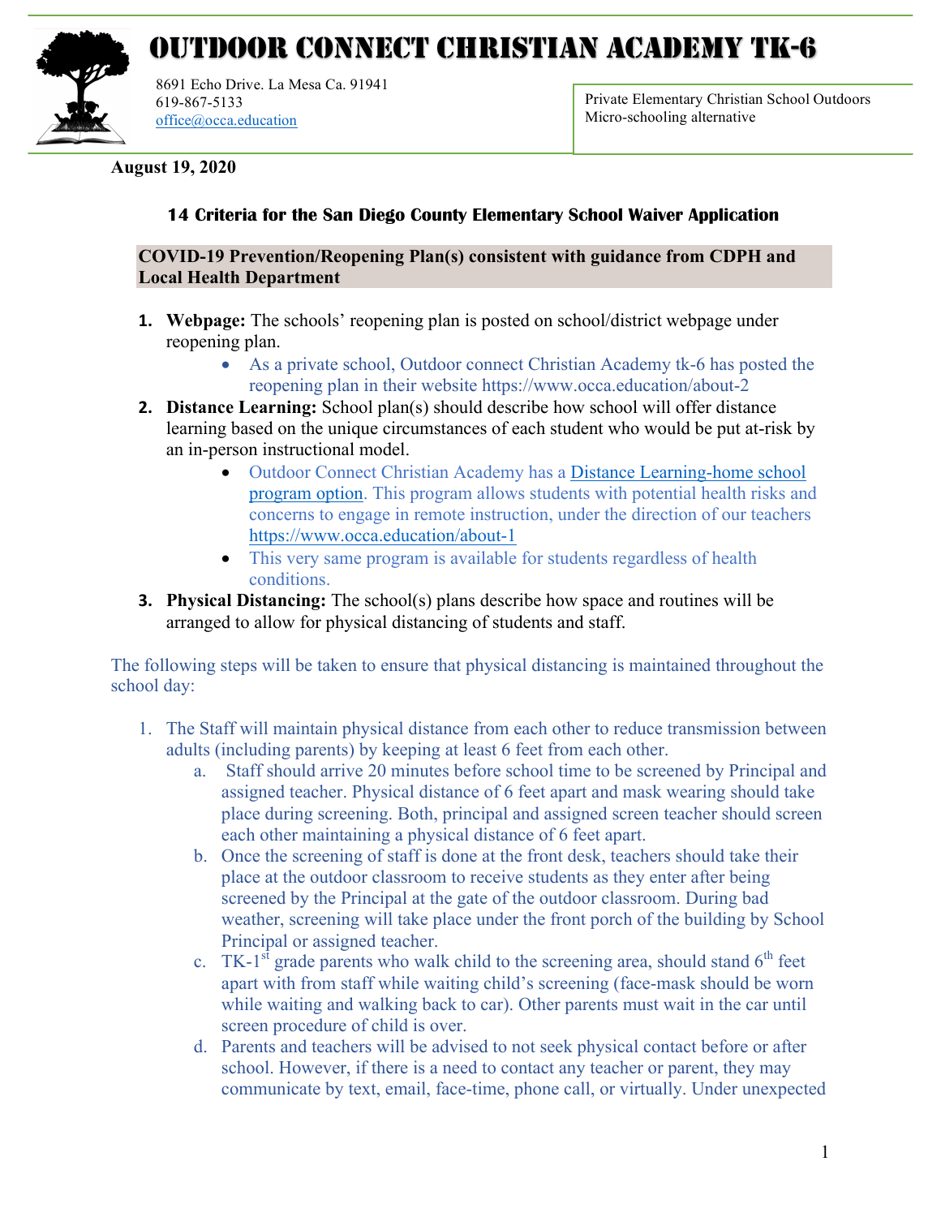# OUTDOOR CONNECT CHRISTIAN ACADEMY TK-6

8691 Echo Drive. La Mesa Ca. 91941
619-867-5133
office@occa.education

Private Elementary Christian School Outdoors
Micro-schooling alternative

**August 19, 2020**

### 14 Criteria for the San Diego County Elementary School Waiver Application

**COVID-19 Prevention/Reopening Plan(s) consistent with guidance from CDPH and Local Health Department**

1. **Webpage:** The schools' reopening plan is posted on school/district webpage under reopening plan.
    - As a private school, Outdoor connect Christian Academy tk-6 has posted the reopening plan in their website https://www.occa.education/about-2
2. **Distance Learning:** School plan(s) should describe how school will offer distance learning based on the unique circumstances of each student who would be put at-risk by an in-person instructional model.
    - Outdoor Connect Christian Academy has a Distance Learning-home school program option. This program allows students with potential health risks and concerns to engage in remote instruction, under the direction of our teachers https://www.occa.education/about-1
    - This very same program is available for students regardless of health conditions.
3. **Physical Distancing:** The school(s) plans describe how space and routines will be arranged to allow for physical distancing of students and staff.

The following steps will be taken to ensure that physical distancing is maintained throughout the school day:

1. The Staff will maintain physical distance from each other to reduce transmission between adults (including parents) by keeping at least 6 feet from each other.
    a. Staff should arrive 20 minutes before school time to be screened by Principal and assigned teacher. Physical distance of 6 feet apart and mask wearing should take place during screening. Both, principal and assigned screen teacher should screen each other maintaining a physical distance of 6 feet apart.
    b. Once the screening of staff is done at the front desk, teachers should take their place at the outdoor classroom to receive students as they enter after being screened by the Principal at the gate of the outdoor classroom. During bad weather, screening will take place under the front porch of the building by School Principal or assigned teacher.
    c. TK-1st grade parents who walk child to the screening area, should stand 6th feet apart with from staff while waiting child's screening (face-mask should be worn while waiting and walking back to car). Other parents must wait in the car until screen procedure of child is over.
    d. Parents and teachers will be advised to not seek physical contact before or after school. However, if there is a need to contact any teacher or parent, they may communicate by text, email, face-time, phone call, or virtually. Under unexpected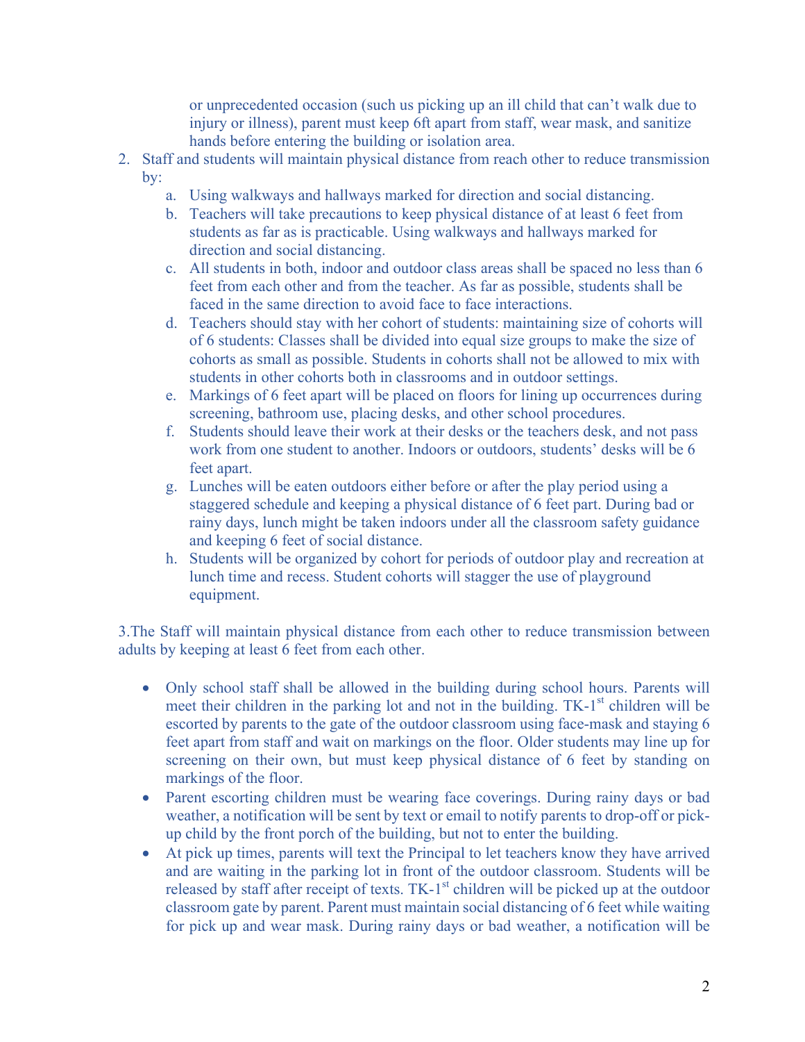or unprecedented occasion (such us picking up an ill child that can't walk due to injury or illness), parent must keep 6ft apart from staff, wear mask, and sanitize hands before entering the building or isolation area.

2. Staff and students will maintain physical distance from reach other to reduce transmission by:
   a. Using walkways and hallways marked for direction and social distancing.
   b. Teachers will take precautions to keep physical distance of at least 6 feet from students as far as is practicable. Using walkways and hallways marked for direction and social distancing.
   c. All students in both, indoor and outdoor class areas shall be spaced no less than 6 feet from each other and from the teacher. As far as possible, students shall be faced in the same direction to avoid face to face interactions.
   d. Teachers should stay with her cohort of students: maintaining size of cohorts will of 6 students: Classes shall be divided into equal size groups to make the size of cohorts as small as possible. Students in cohorts shall not be allowed to mix with students in other cohorts both in classrooms and in outdoor settings.
   e. Markings of 6 feet apart will be placed on floors for lining up occurrences during screening, bathroom use, placing desks, and other school procedures.
   f. Students should leave their work at their desks or the teachers desk, and not pass work from one student to another. Indoors or outdoors, students' desks will be 6 feet apart.
   g. Lunches will be eaten outdoors either before or after the play period using a staggered schedule and keeping a physical distance of 6 feet part. During bad or rainy days, lunch might be taken indoors under all the classroom safety guidance and keeping 6 feet of social distance.
   h. Students will be organized by cohort for periods of outdoor play and recreation at lunch time and recess. Student cohorts will stagger the use of playground equipment.

3.The Staff will maintain physical distance from each other to reduce transmission between adults by keeping at least 6 feet from each other.

- Only school staff shall be allowed in the building during school hours. Parents will meet their children in the parking lot and not in the building. TK-1st children will be escorted by parents to the gate of the outdoor classroom using face-mask and staying 6 feet apart from staff and wait on markings on the floor. Older students may line up for screening on their own, but must keep physical distance of 6 feet by standing on markings of the floor.
- Parent escorting children must be wearing face coverings. During rainy days or bad weather, a notification will be sent by text or email to notify parents to drop-off or pick-up child by the front porch of the building, but not to enter the building.
- At pick up times, parents will text the Principal to let teachers know they have arrived and are waiting in the parking lot in front of the outdoor classroom. Students will be released by staff after receipt of texts. TK-1st children will be picked up at the outdoor classroom gate by parent. Parent must maintain social distancing of 6 feet while waiting for pick up and wear mask. During rainy days or bad weather, a notification will be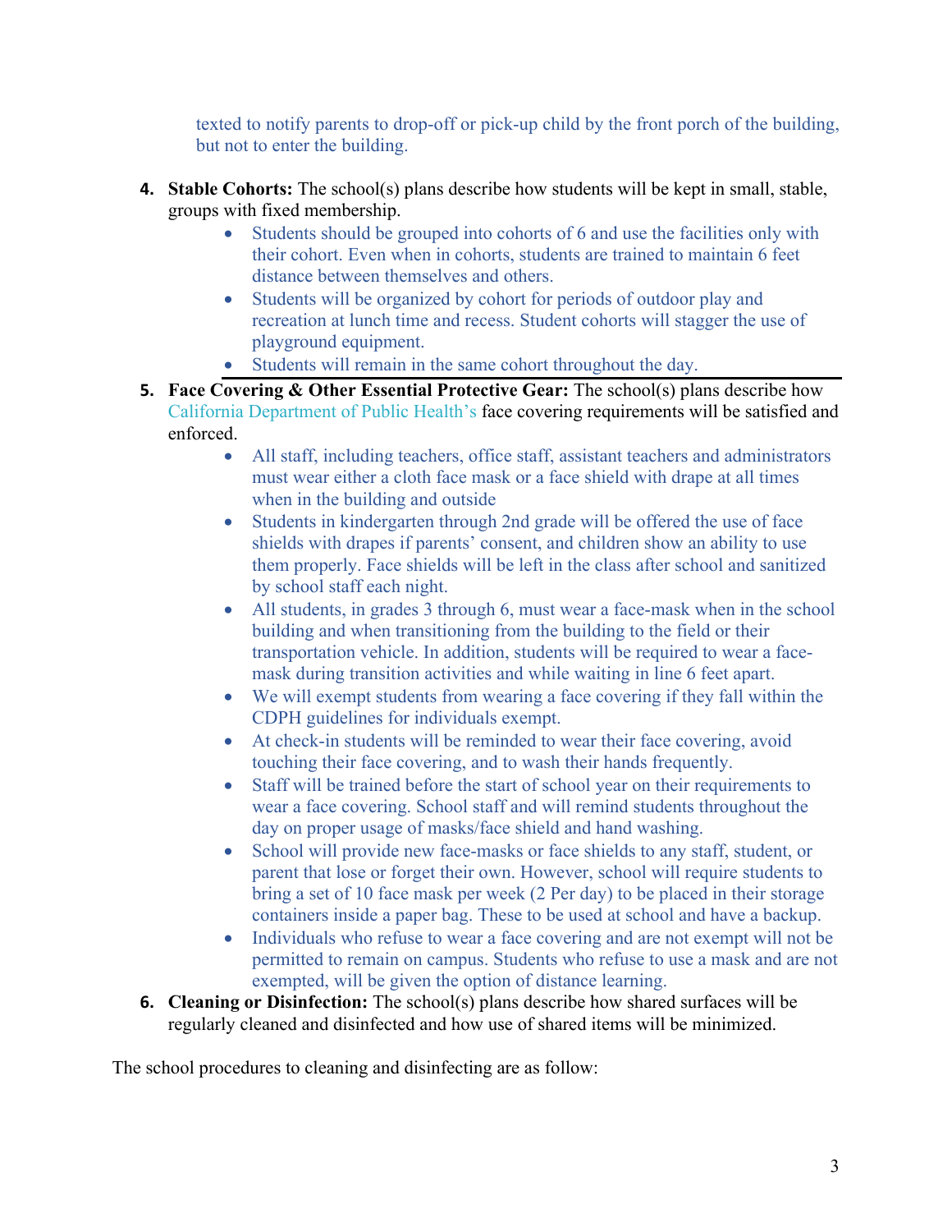texted to notify parents to drop-off or pick-up child by the front porch of the building, but not to enter the building.

4. **Stable Cohorts:** The school(s) plans describe how students will be kept in small, stable, groups with fixed membership.
    - Students should be grouped into cohorts of 6 and use the facilities only with their cohort. Even when in cohorts, students are trained to maintain 6 feet distance between themselves and others.
    - Students will be organized by cohort for periods of outdoor play and recreation at lunch time and recess. Student cohorts will stagger the use of playground equipment.
    - Students will remain in the same cohort throughout the day.

5. **Face Covering & Other Essential Protective Gear:** The school(s) plans describe how California Department of Public Health's face covering requirements will be satisfied and enforced.
    - All staff, including teachers, office staff, assistant teachers and administrators must wear either a cloth face mask or a face shield with drape at all times when in the building and outside
    - Students in kindergarten through 2nd grade will be offered the use of face shields with drapes if parents' consent, and children show an ability to use them properly. Face shields will be left in the class after school and sanitized by school staff each night.
    - All students, in grades 3 through 6, must wear a face-mask when in the school building and when transitioning from the building to the field or their transportation vehicle. In addition, students will be required to wear a face-mask during transition activities and while waiting in line 6 feet apart.
    - We will exempt students from wearing a face covering if they fall within the CDPH guidelines for individuals exempt.
    - At check-in students will be reminded to wear their face covering, avoid touching their face covering, and to wash their hands frequently.
    - Staff will be trained before the start of school year on their requirements to wear a face covering. School staff and will remind students throughout the day on proper usage of masks/face shield and hand washing.
    - School will provide new face-masks or face shields to any staff, student, or parent that lose or forget their own. However, school will require students to bring a set of 10 face mask per week (2 Per day) to be placed in their storage containers inside a paper bag. These to be used at school and have a backup.
    - Individuals who refuse to wear a face covering and are not exempt will not be permitted to remain on campus. Students who refuse to use a mask and are not exempted, will be given the option of distance learning.

6. **Cleaning or Disinfection:** The school(s) plans describe how shared surfaces will be regularly cleaned and disinfected and how use of shared items will be minimized.

The school procedures to cleaning and disinfecting are as follow: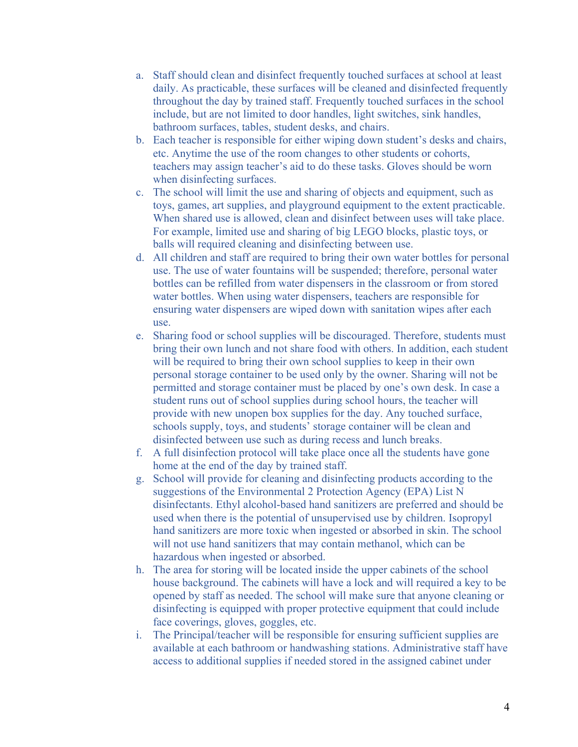a. Staff should clean and disinfect frequently touched surfaces at school at least daily. As practicable, these surfaces will be cleaned and disinfected frequently throughout the day by trained staff. Frequently touched surfaces in the school include, but are not limited to door handles, light switches, sink handles, bathroom surfaces, tables, student desks, and chairs.
b. Each teacher is responsible for either wiping down student's desks and chairs, etc. Anytime the use of the room changes to other students or cohorts, teachers may assign teacher's aid to do these tasks. Gloves should be worn when disinfecting surfaces.
c. The school will limit the use and sharing of objects and equipment, such as toys, games, art supplies, and playground equipment to the extent practicable. When shared use is allowed, clean and disinfect between uses will take place. For example, limited use and sharing of big LEGO blocks, plastic toys, or balls will required cleaning and disinfecting between use.
d. All children and staff are required to bring their own water bottles for personal use. The use of water fountains will be suspended; therefore, personal water bottles can be refilled from water dispensers in the classroom or from stored water bottles. When using water dispensers, teachers are responsible for ensuring water dispensers are wiped down with sanitation wipes after each use.
e. Sharing food or school supplies will be discouraged. Therefore, students must bring their own lunch and not share food with others. In addition, each student will be required to bring their own school supplies to keep in their own personal storage container to be used only by the owner. Sharing will not be permitted and storage container must be placed by one's own desk. In case a student runs out of school supplies during school hours, the teacher will provide with new unopen box supplies for the day. Any touched surface, schools supply, toys, and students' storage container will be clean and disinfected between use such as during recess and lunch breaks.
f. A full disinfection protocol will take place once all the students have gone home at the end of the day by trained staff.
g. School will provide for cleaning and disinfecting products according to the suggestions of the Environmental 2 Protection Agency (EPA) List N disinfectants. Ethyl alcohol-based hand sanitizers are preferred and should be used when there is the potential of unsupervised use by children. Isopropyl hand sanitizers are more toxic when ingested or absorbed in skin. The school will not use hand sanitizers that may contain methanol, which can be hazardous when ingested or absorbed.
h. The area for storing will be located inside the upper cabinets of the school house background. The cabinets will have a lock and will required a key to be opened by staff as needed. The school will make sure that anyone cleaning or disinfecting is equipped with proper protective equipment that could include face coverings, gloves, goggles, etc.
i. The Principal/teacher will be responsible for ensuring sufficient supplies are available at each bathroom or handwashing stations. Administrative staff have access to additional supplies if needed stored in the assigned cabinet under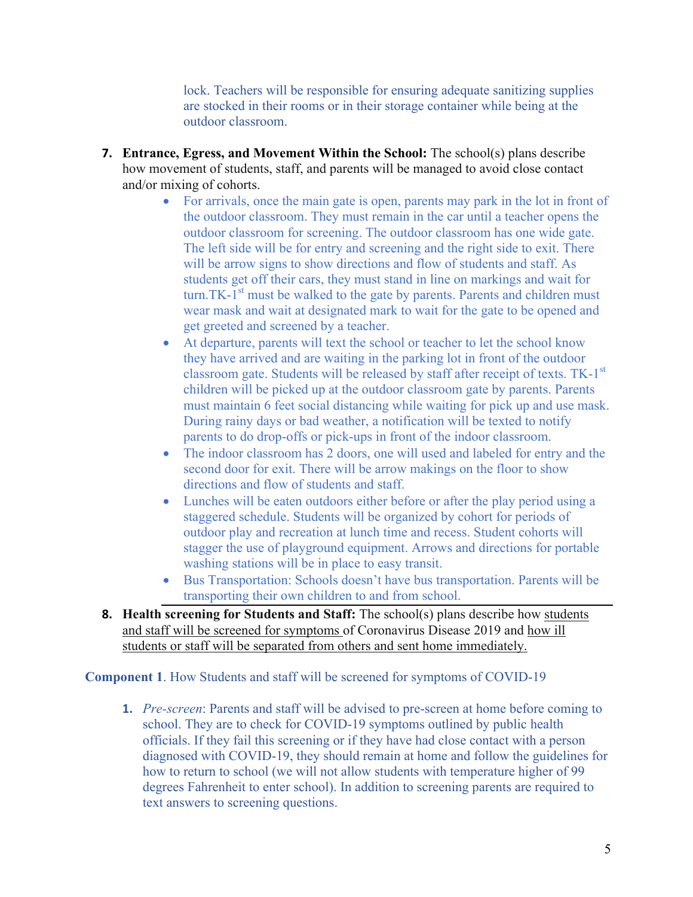lock. Teachers will be responsible for ensuring adequate sanitizing supplies are stocked in their rooms or in their storage container while being at the outdoor classroom.

7. **Entrance, Egress, and Movement Within the School:** The school(s) plans describe how movement of students, staff, and parents will be managed to avoid close contact and/or mixing of cohorts.
   - For arrivals, once the main gate is open, parents may park in the lot in front of the outdoor classroom. They must remain in the car until a teacher opens the outdoor classroom for screening. The outdoor classroom has one wide gate. The left side will be for entry and screening and the right side to exit. There will be arrow signs to show directions and flow of students and staff. As students get off their cars, they must stand in line on markings and wait for turn.TK-1st must be walked to the gate by parents. Parents and children must wear mask and wait at designated mark to wait for the gate to be opened and get greeted and screened by a teacher.
   - At departure, parents will text the school or teacher to let the school know they have arrived and are waiting in the parking lot in front of the outdoor classroom gate. Students will be released by staff after receipt of texts. TK-1st children will be picked up at the outdoor classroom gate by parents. Parents must maintain 6 feet social distancing while waiting for pick up and use mask. During rainy days or bad weather, a notification will be texted to notify parents to do drop-offs or pick-ups in front of the indoor classroom.
   - The indoor classroom has 2 doors, one will used and labeled for entry and the second door for exit. There will be arrow makings on the floor to show directions and flow of students and staff.
   - Lunches will be eaten outdoors either before or after the play period using a staggered schedule. Students will be organized by cohort for periods of outdoor play and recreation at lunch time and recess. Student cohorts will stagger the use of playground equipment. Arrows and directions for portable washing stations will be in place to easy transit.
   - Bus Transportation: Schools doesn't have bus transportation. Parents will be transporting their own children to and from school.

8. **Health screening for Students and Staff:** The school(s) plans describe how students and staff will be screened for symptoms of Coronavirus Disease 2019 and how ill students or staff will be separated from others and sent home immediately.

**Component 1**. How Students and staff will be screened for symptoms of COVID-19

1. *Pre-screen*: Parents and staff will be advised to pre-screen at home before coming to school. They are to check for COVID-19 symptoms outlined by public health officials. If they fail this screening or if they have had close contact with a person diagnosed with COVID-19, they should remain at home and follow the guidelines for how to return to school (we will not allow students with temperature higher of 99 degrees Fahrenheit to enter school). In addition to screening parents are required to text answers to screening questions.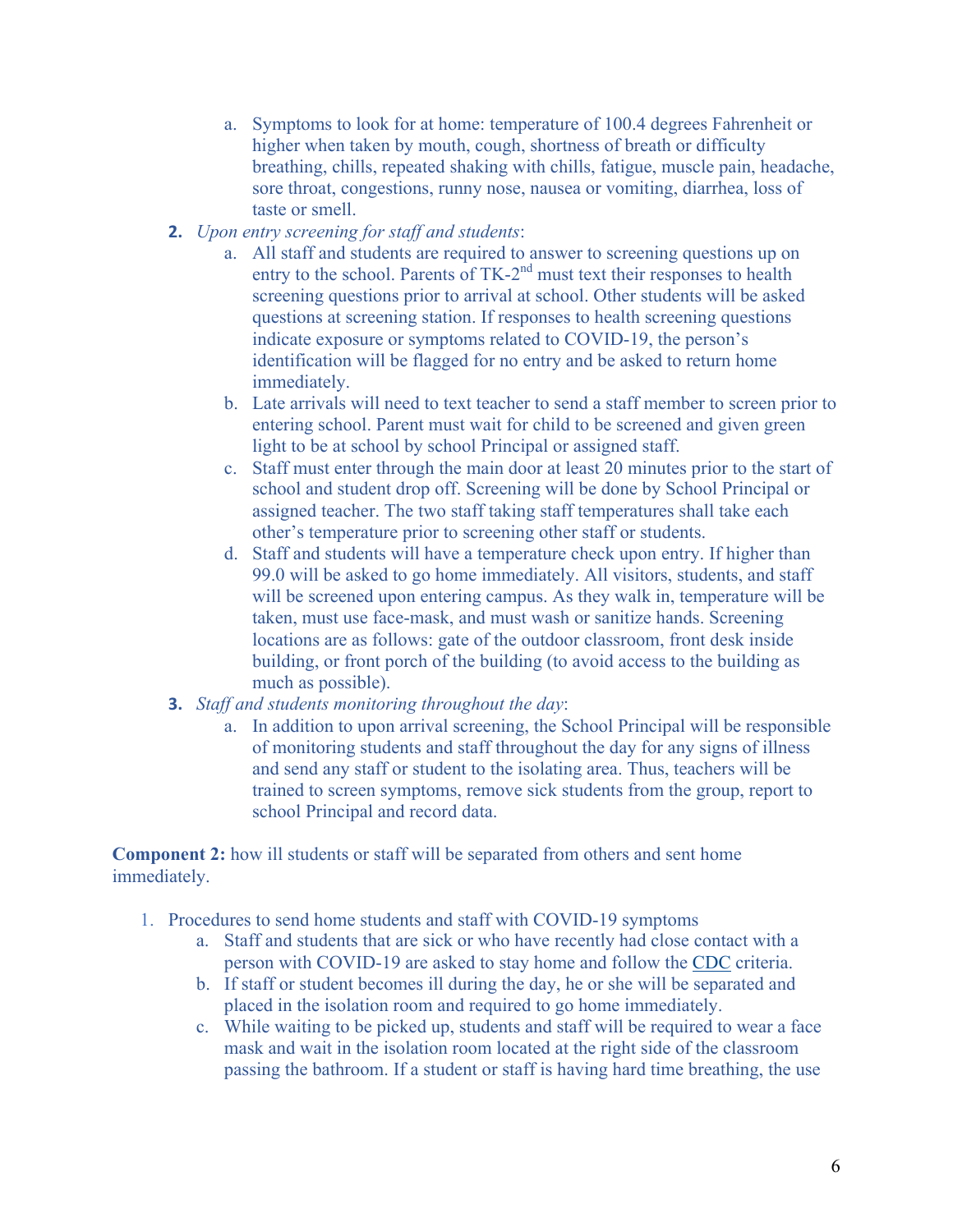a. Symptoms to look for at home: temperature of 100.4 degrees Fahrenheit or higher when taken by mouth, cough, shortness of breath or difficulty breathing, chills, repeated shaking with chills, fatigue, muscle pain, headache, sore throat, congestions, runny nose, nausea or vomiting, diarrhea, loss of taste or smell.

2. *Upon entry screening for staff and students*:
   a. All staff and students are required to answer to screening questions up on entry to the school. Parents of TK-2nd must text their responses to health screening questions prior to arrival at school. Other students will be asked questions at screening station. If responses to health screening questions indicate exposure or symptoms related to COVID-19, the person's identification will be flagged for no entry and be asked to return home immediately.
   b. Late arrivals will need to text teacher to send a staff member to screen prior to entering school. Parent must wait for child to be screened and given green light to be at school by school Principal or assigned staff.
   c. Staff must enter through the main door at least 20 minutes prior to the start of school and student drop off. Screening will be done by School Principal or assigned teacher. The two staff taking staff temperatures shall take each other's temperature prior to screening other staff or students.
   d. Staff and students will have a temperature check upon entry. If higher than 99.0 will be asked to go home immediately. All visitors, students, and staff will be screened upon entering campus. As they walk in, temperature will be taken, must use face-mask, and must wash or sanitize hands. Screening locations are as follows: gate of the outdoor classroom, front desk inside building, or front porch of the building (to avoid access to the building as much as possible).

3. *Staff and students monitoring throughout the day*:
   a. In addition to upon arrival screening, the School Principal will be responsible of monitoring students and staff throughout the day for any signs of illness and send any staff or student to the isolating area. Thus, teachers will be trained to screen symptoms, remove sick students from the group, report to school Principal and record data.

**Component 2:** how ill students or staff will be separated from others and sent home immediately.

1. Procedures to send home students and staff with COVID-19 symptoms
   a. Staff and students that are sick or who have recently had close contact with a person with COVID-19 are asked to stay home and follow the CDC criteria.
   b. If staff or student becomes ill during the day, he or she will be separated and placed in the isolation room and required to go home immediately.
   c. While waiting to be picked up, students and staff will be required to wear a face mask and wait in the isolation room located at the right side of the classroom passing the bathroom. If a student or staff is having hard time breathing, the use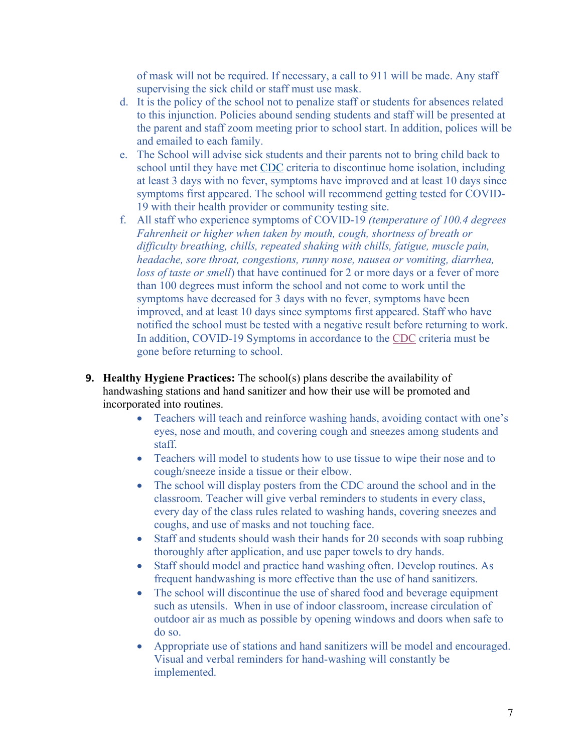of mask will not be required. If necessary, a call to 911 will be made. Any staff supervising the sick child or staff must use mask.

d. It is the policy of the school not to penalize staff or students for absences related to this injunction. Policies abound sending students and staff will be presented at the parent and staff zoom meeting prior to school start. In addition, polices will be and emailed to each family.

e. The School will advise sick students and their parents not to bring child back to school until they have met CDC criteria to discontinue home isolation, including at least 3 days with no fever, symptoms have improved and at least 10 days since symptoms first appeared. The school will recommend getting tested for COVID-19 with their health provider or community testing site.

f. All staff who experience symptoms of COVID-19 *(temperature of 100.4 degrees Fahrenheit or higher when taken by mouth, cough, shortness of breath or difficulty breathing, chills, repeated shaking with chills, fatigue, muscle pain, headache, sore throat, congestions, runny nose, nausea or vomiting, diarrhea, loss of taste or smell*) that have continued for 2 or more days or a fever of more than 100 degrees must inform the school and not come to work until the symptoms have decreased for 3 days with no fever, symptoms have been improved, and at least 10 days since symptoms first appeared. Staff who have notified the school must be tested with a negative result before returning to work. In addition, COVID-19 Symptoms in accordance to the CDC criteria must be gone before returning to school.

9. **Healthy Hygiene Practices:** The school(s) plans describe the availability of handwashing stations and hand sanitizer and how their use will be promoted and incorporated into routines.

- Teachers will teach and reinforce washing hands, avoiding contact with one's eyes, nose and mouth, and covering cough and sneezes among students and staff.
- Teachers will model to students how to use tissue to wipe their nose and to cough/sneeze inside a tissue or their elbow.
- The school will display posters from the CDC around the school and in the classroom. Teacher will give verbal reminders to students in every class, every day of the class rules related to washing hands, covering sneezes and coughs, and use of masks and not touching face.
- Staff and students should wash their hands for 20 seconds with soap rubbing thoroughly after application, and use paper towels to dry hands.
- Staff should model and practice hand washing often. Develop routines. As frequent handwashing is more effective than the use of hand sanitizers.
- The school will discontinue the use of shared food and beverage equipment such as utensils. When in use of indoor classroom, increase circulation of outdoor air as much as possible by opening windows and doors when safe to do so.
- Appropriate use of stations and hand sanitizers will be model and encouraged. Visual and verbal reminders for hand-washing will constantly be implemented.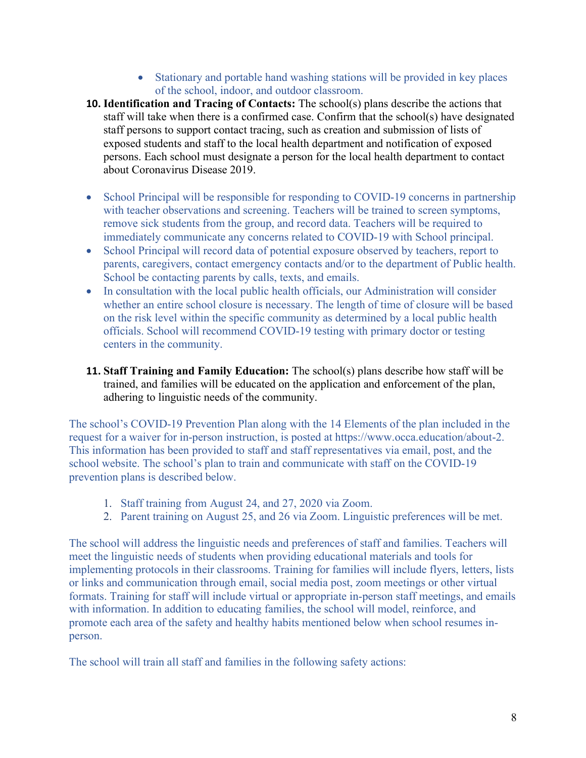- Stationary and portable hand washing stations will be provided in key places of the school, indoor, and outdoor classroom.

10. **Identification and Tracing of Contacts:** The school(s) plans describe the actions that staff will take when there is a confirmed case. Confirm that the school(s) have designated staff persons to support contact tracing, such as creation and submission of lists of exposed students and staff to the local health department and notification of exposed persons. Each school must designate a person for the local health department to contact about Coronavirus Disease 2019.

- School Principal will be responsible for responding to COVID-19 concerns in partnership with teacher observations and screening. Teachers will be trained to screen symptoms, remove sick students from the group, and record data. Teachers will be required to immediately communicate any concerns related to COVID-19 with School principal.
- School Principal will record data of potential exposure observed by teachers, report to parents, caregivers, contact emergency contacts and/or to the department of Public health. School be contacting parents by calls, texts, and emails.
- In consultation with the local public health officials, our Administration will consider whether an entire school closure is necessary. The length of time of closure will be based on the risk level within the specific community as determined by a local public health officials. School will recommend COVID-19 testing with primary doctor or testing centers in the community.

11. **Staff Training and Family Education:** The school(s) plans describe how staff will be trained, and families will be educated on the application and enforcement of the plan, adhering to linguistic needs of the community.

The school's COVID-19 Prevention Plan along with the 14 Elements of the plan included in the request for a waiver for in-person instruction, is posted at https://www.occa.education/about-2. This information has been provided to staff and staff representatives via email, post, and the school website. The school's plan to train and communicate with staff on the COVID-19 prevention plans is described below.

1. Staff training from August 24, and 27, 2020 via Zoom.
2. Parent training on August 25, and 26 via Zoom. Linguistic preferences will be met.

The school will address the linguistic needs and preferences of staff and families. Teachers will meet the linguistic needs of students when providing educational materials and tools for implementing protocols in their classrooms. Training for families will include flyers, letters, lists or links and communication through email, social media post, zoom meetings or other virtual formats. Training for staff will include virtual or appropriate in-person staff meetings, and emails with information. In addition to educating families, the school will model, reinforce, and promote each area of the safety and healthy habits mentioned below when school resumes in-person.

The school will train all staff and families in the following safety actions: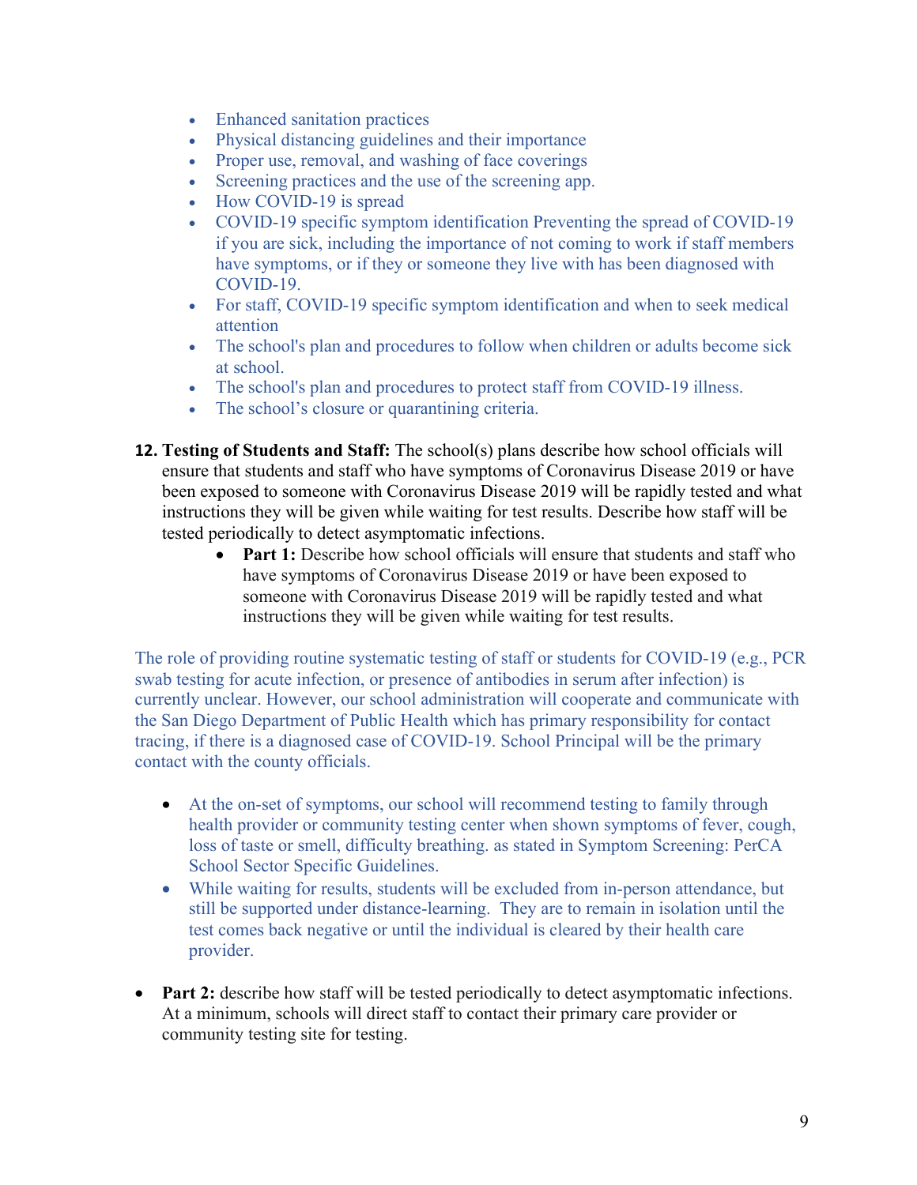- Enhanced sanitation practices
- Physical distancing guidelines and their importance
- Proper use, removal, and washing of face coverings
- Screening practices and the use of the screening app.
- How COVID-19 is spread
- COVID-19 specific symptom identification Preventing the spread of COVID-19 if you are sick, including the importance of not coming to work if staff members have symptoms, or if they or someone they live with has been diagnosed with COVID-19.
- For staff, COVID-19 specific symptom identification and when to seek medical attention
- The school's plan and procedures to follow when children or adults become sick at school.
- The school's plan and procedures to protect staff from COVID-19 illness.
- The school's closure or quarantining criteria.

**12. Testing of Students and Staff:** The school(s) plans describe how school officials will ensure that students and staff who have symptoms of Coronavirus Disease 2019 or have been exposed to someone with Coronavirus Disease 2019 will be rapidly tested and what instructions they will be given while waiting for test results. Describe how staff will be tested periodically to detect asymptomatic infections.

- **Part 1:** Describe how school officials will ensure that students and staff who have symptoms of Coronavirus Disease 2019 or have been exposed to someone with Coronavirus Disease 2019 will be rapidly tested and what instructions they will be given while waiting for test results.

The role of providing routine systematic testing of staff or students for COVID-19 (e.g., PCR swab testing for acute infection, or presence of antibodies in serum after infection) is currently unclear. However, our school administration will cooperate and communicate with the San Diego Department of Public Health which has primary responsibility for contact tracing, if there is a diagnosed case of COVID-19. School Principal will be the primary contact with the county officials.

- At the on-set of symptoms, our school will recommend testing to family through health provider or community testing center when shown symptoms of fever, cough, loss of taste or smell, difficulty breathing. as stated in Symptom Screening: PerCA School Sector Specific Guidelines.
- While waiting for results, students will be excluded from in-person attendance, but still be supported under distance-learning. They are to remain in isolation until the test comes back negative or until the individual is cleared by their health care provider.

- **Part 2:** describe how staff will be tested periodically to detect asymptomatic infections. At a minimum, schools will direct staff to contact their primary care provider or community testing site for testing.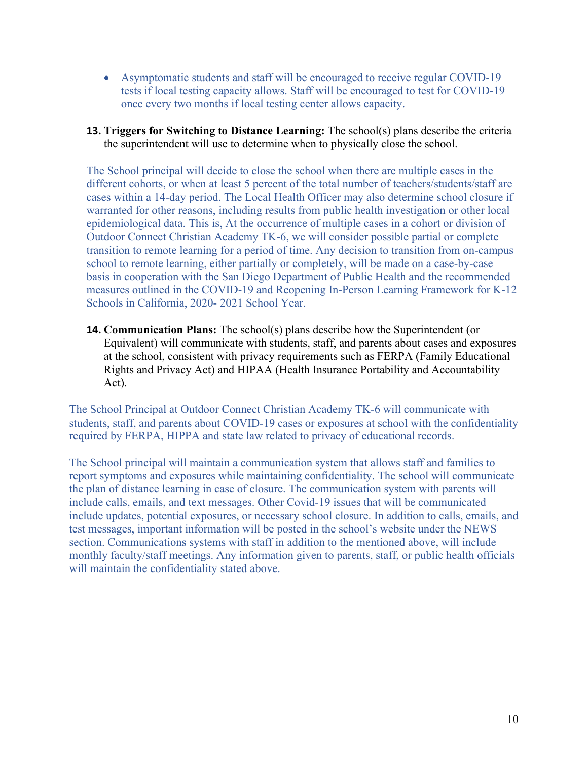- Asymptomatic students and staff will be encouraged to receive regular COVID-19 tests if local testing capacity allows. Staff will be encouraged to test for COVID-19 once every two months if local testing center allows capacity.

**13. Triggers for Switching to Distance Learning:** The school(s) plans describe the criteria the superintendent will use to determine when to physically close the school.

The School principal will decide to close the school when there are multiple cases in the different cohorts, or when at least 5 percent of the total number of teachers/students/staff are cases within a 14-day period. The Local Health Officer may also determine school closure if warranted for other reasons, including results from public health investigation or other local epidemiological data. This is, At the occurrence of multiple cases in a cohort or division of Outdoor Connect Christian Academy TK-6, we will consider possible partial or complete transition to remote learning for a period of time. Any decision to transition from on-campus school to remote learning, either partially or completely, will be made on a case-by-case basis in cooperation with the San Diego Department of Public Health and the recommended measures outlined in the COVID-19 and Reopening In-Person Learning Framework for K-12 Schools in California, 2020- 2021 School Year.

**14. Communication Plans:** The school(s) plans describe how the Superintendent (or Equivalent) will communicate with students, staff, and parents about cases and exposures at the school, consistent with privacy requirements such as FERPA (Family Educational Rights and Privacy Act) and HIPAA (Health Insurance Portability and Accountability Act).

The School Principal at Outdoor Connect Christian Academy TK-6 will communicate with students, staff, and parents about COVID-19 cases or exposures at school with the confidentiality required by FERPA, HIPPA and state law related to privacy of educational records.

The School principal will maintain a communication system that allows staff and families to report symptoms and exposures while maintaining confidentiality. The school will communicate the plan of distance learning in case of closure. The communication system with parents will include calls, emails, and text messages. Other Covid-19 issues that will be communicated include updates, potential exposures, or necessary school closure. In addition to calls, emails, and test messages, important information will be posted in the school's website under the NEWS section. Communications systems with staff in addition to the mentioned above, will include monthly faculty/staff meetings. Any information given to parents, staff, or public health officials will maintain the confidentiality stated above.